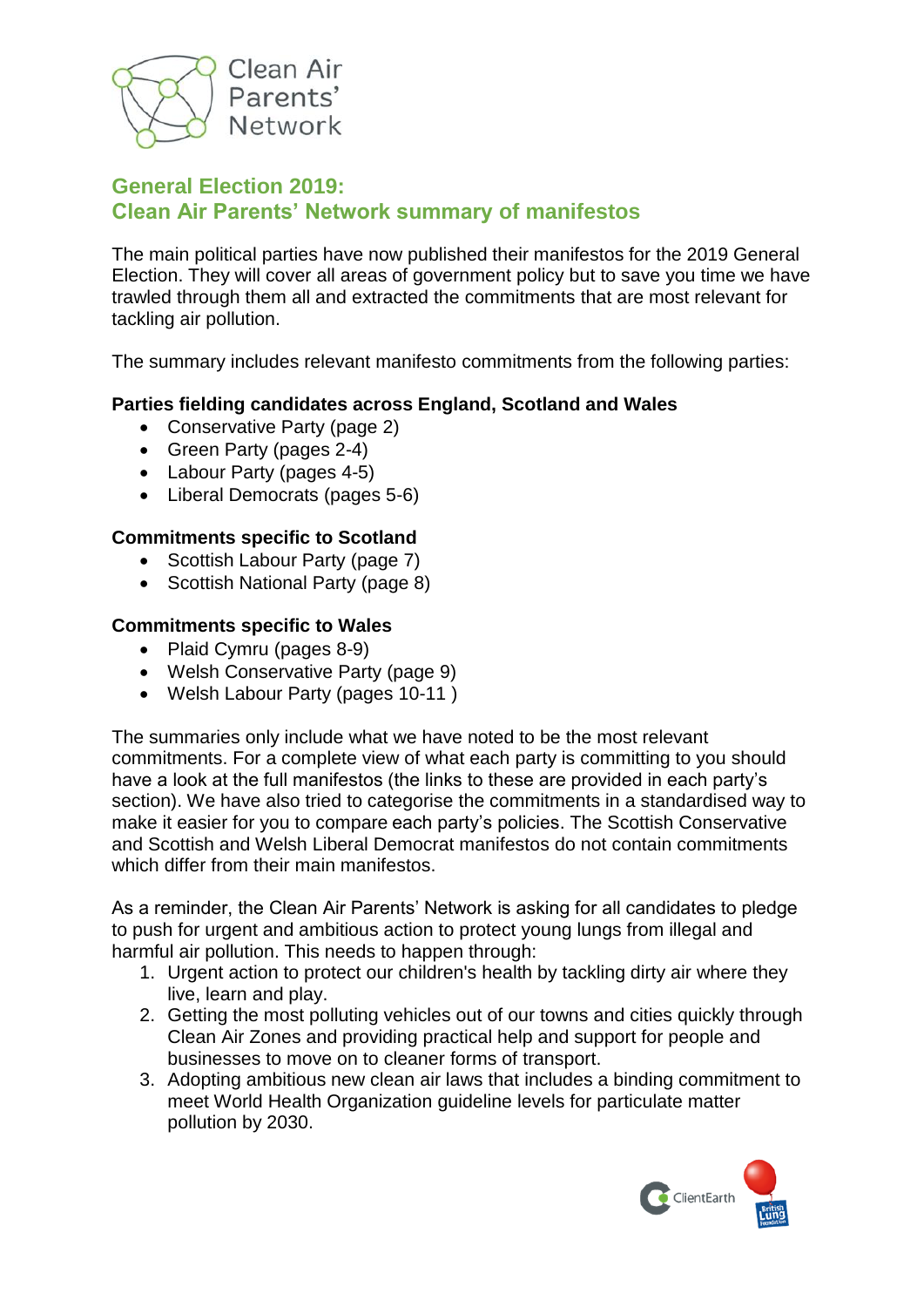Clean Air Parents' Network

## General Election 2019: Clean Air Parents' Network summary of manifestos

The main political parties have now published their manifestos for the 2019 General Election. They will cover all areas of government policy but to save you time we have trawled through them all and extracted the commitments that are most relevant for tackling air pollution.

The summary includes relevant manifesto commitments from the following parties:

**Parties fielding candidates across England, Scotland and Wales**

- Conservative Party (page 2)
- Green Party (pages 2-4)
- Labour Party (pages 4-5)
- Liberal Democrats (pages 5-6)

**Commitments specific to Scotland**

- Scottish Labour Party (page 7)
- Scottish National Party (page 8)

**Commitments specific to Wales**

- Plaid Cymru (pages 8-9)
- Welsh Conservative Party (page 9)
- Welsh Labour Party (pages 10-11 )

The summaries only include what we have noted to be the most relevant commitments. For a complete view of what each party is committing to you should have a look at the full manifestos (the links to these are provided in each party's section). We have also tried to categorise the commitments in a standardised way to make it easier for you to compare each party's policies. The Scottish Conservative and Scottish and Welsh Liberal Democrat manifestos do not contain commitments which differ from their main manifestos.

As a reminder, the Clean Air Parents' Network is asking for all candidates to pledge to push for urgent and ambitious action to protect young lungs from illegal and harmful air pollution. This needs to happen through:

1. Urgent action to protect our children's health by tackling dirty air where they live, learn and play.
2. Getting the most polluting vehicles out of our towns and cities quickly through Clean Air Zones and providing practical help and support for people and businesses to move on to cleaner forms of transport.
3. Adopting ambitious new clean air laws that includes a binding commitment to meet World Health Organization guideline levels for particulate matter pollution by 2030.

ClientEarth British Lung Foundation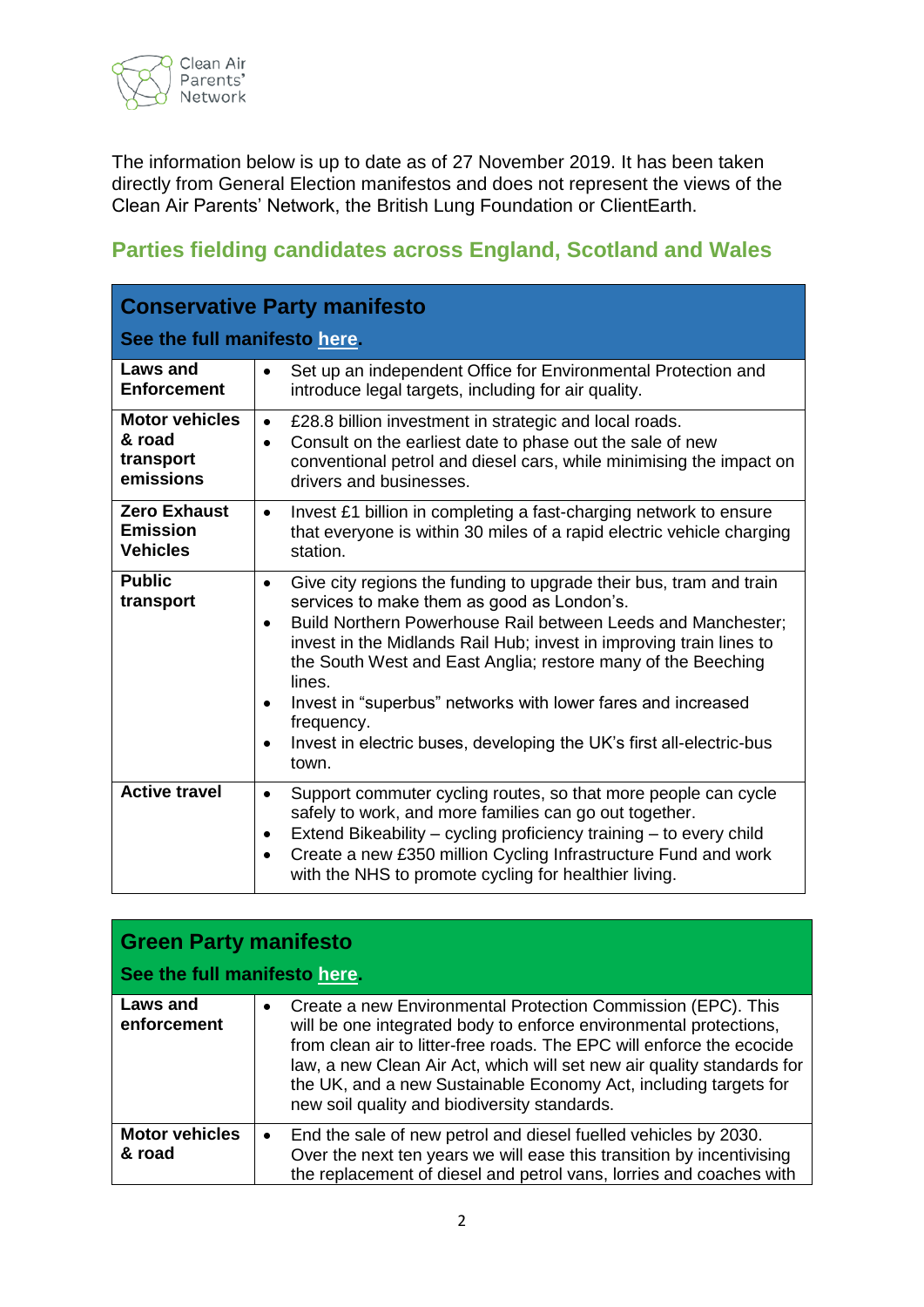The information below is up to date as of 27 November 2019. It has been taken directly from General Election manifestos and does not represent the views of the Clean Air Parents' Network, the British Lung Foundation or ClientEarth.

## Parties fielding candidates across England, Scotland and Wales

| **Conservative Party manifesto**<br>**See the full manifesto here.** | |
|---|---|
| **Laws and Enforcement** | • Set up an independent Office for Environmental Protection and introduce legal targets, including for air quality. |
| **Motor vehicles & road transport emissions** | • £28.8 billion investment in strategic and local roads.<br>• Consult on the earliest date to phase out the sale of new conventional petrol and diesel cars, while minimising the impact on drivers and businesses. |
| **Zero Exhaust Emission Vehicles** | • Invest £1 billion in completing a fast-charging network to ensure that everyone is within 30 miles of a rapid electric vehicle charging station. |
| **Public transport** | • Give city regions the funding to upgrade their bus, tram and train services to make them as good as London's.<br>• Build Northern Powerhouse Rail between Leeds and Manchester; invest in the Midlands Rail Hub; invest in improving train lines to the South West and East Anglia; restore many of the Beeching lines.<br>• Invest in "superbus" networks with lower fares and increased frequency.<br>• Invest in electric buses, developing the UK's first all-electric-bus town. |
| **Active travel** | • Support commuter cycling routes, so that more people can cycle safely to work, and more families can go out together.<br>• Extend Bikeability – cycling proficiency training – to every child<br>• Create a new £350 million Cycling Infrastructure Fund and work with the NHS to promote cycling for healthier living. |

| **Green Party manifesto**<br>**See the full manifesto here.** | |
|---|---|
| **Laws and enforcement** | • Create a new Environmental Protection Commission (EPC). This will be one integrated body to enforce environmental protections, from clean air to litter-free roads. The EPC will enforce the ecocide law, a new Clean Air Act, which will set new air quality standards for the UK, and a new Sustainable Economy Act, including targets for new soil quality and biodiversity standards. |
| **Motor vehicles & road** | • End the sale of new petrol and diesel fuelled vehicles by 2030. Over the next ten years we will ease this transition by incentivising the replacement of diesel and petrol vans, lorries and coaches with |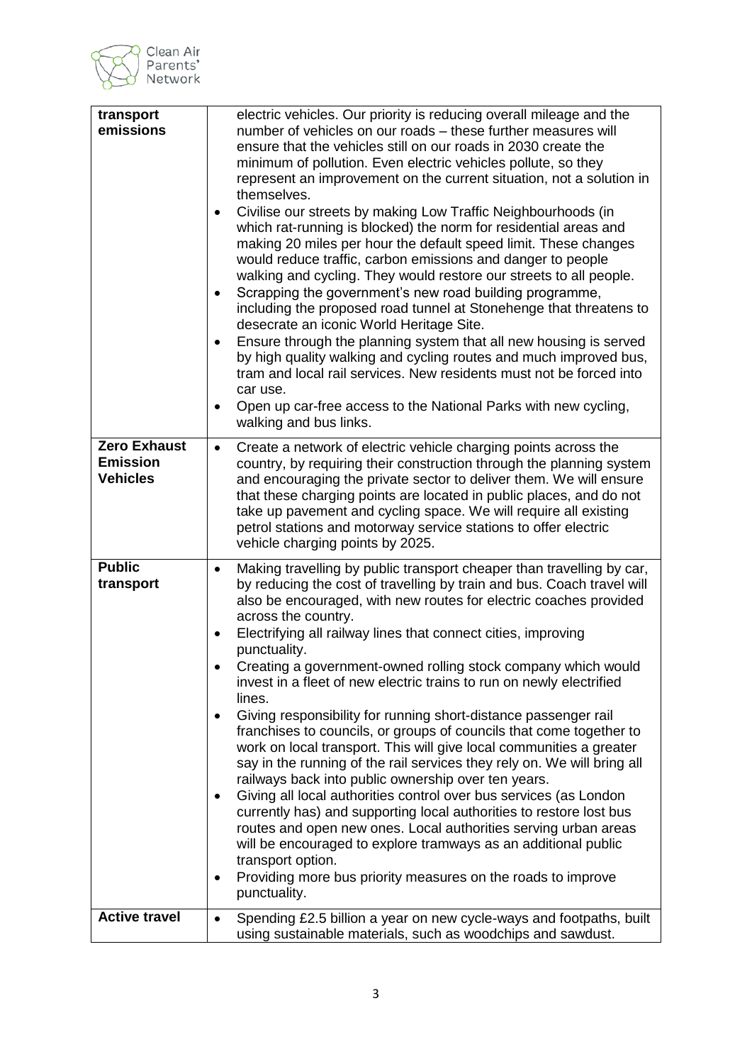| | |
|---|---|
| **transport emissions** | electric vehicles. Our priority is reducing overall mileage and the number of vehicles on our roads – these further measures will ensure that the vehicles still on our roads in 2030 create the minimum of pollution. Even electric vehicles pollute, so they represent an improvement on the current situation, not a solution in themselves.<br>• Civilise our streets by making Low Traffic Neighbourhoods (in which rat-running is blocked) the norm for residential areas and making 20 miles per hour the default speed limit. These changes would reduce traffic, carbon emissions and danger to people walking and cycling. They would restore our streets to all people.<br>• Scrapping the government's new road building programme, including the proposed road tunnel at Stonehenge that threatens to desecrate an iconic World Heritage Site.<br>• Ensure through the planning system that all new housing is served by high quality walking and cycling routes and much improved bus, tram and local rail services. New residents must not be forced into car use.<br>• Open up car-free access to the National Parks with new cycling, walking and bus links. |
| **Zero Exhaust Emission Vehicles** | • Create a network of electric vehicle charging points across the country, by requiring their construction through the planning system and encouraging the private sector to deliver them. We will ensure that these charging points are located in public places, and do not take up pavement and cycling space. We will require all existing petrol stations and motorway service stations to offer electric vehicle charging points by 2025. |
| **Public transport** | • Making travelling by public transport cheaper than travelling by car, by reducing the cost of travelling by train and bus. Coach travel will also be encouraged, with new routes for electric coaches provided across the country.<br>• Electrifying all railway lines that connect cities, improving punctuality.<br>• Creating a government-owned rolling stock company which would invest in a fleet of new electric trains to run on newly electrified lines.<br>• Giving responsibility for running short-distance passenger rail franchises to councils, or groups of councils that come together to work on local transport. This will give local communities a greater say in the running of the rail services they rely on. We will bring all railways back into public ownership over ten years.<br>• Giving all local authorities control over bus services (as London currently has) and supporting local authorities to restore lost bus routes and open new ones. Local authorities serving urban areas will be encouraged to explore tramways as an additional public transport option.<br>• Providing more bus priority measures on the roads to improve punctuality. |
| **Active travel** | • Spending £2.5 billion a year on new cycle-ways and footpaths, built using sustainable materials, such as woodchips and sawdust. |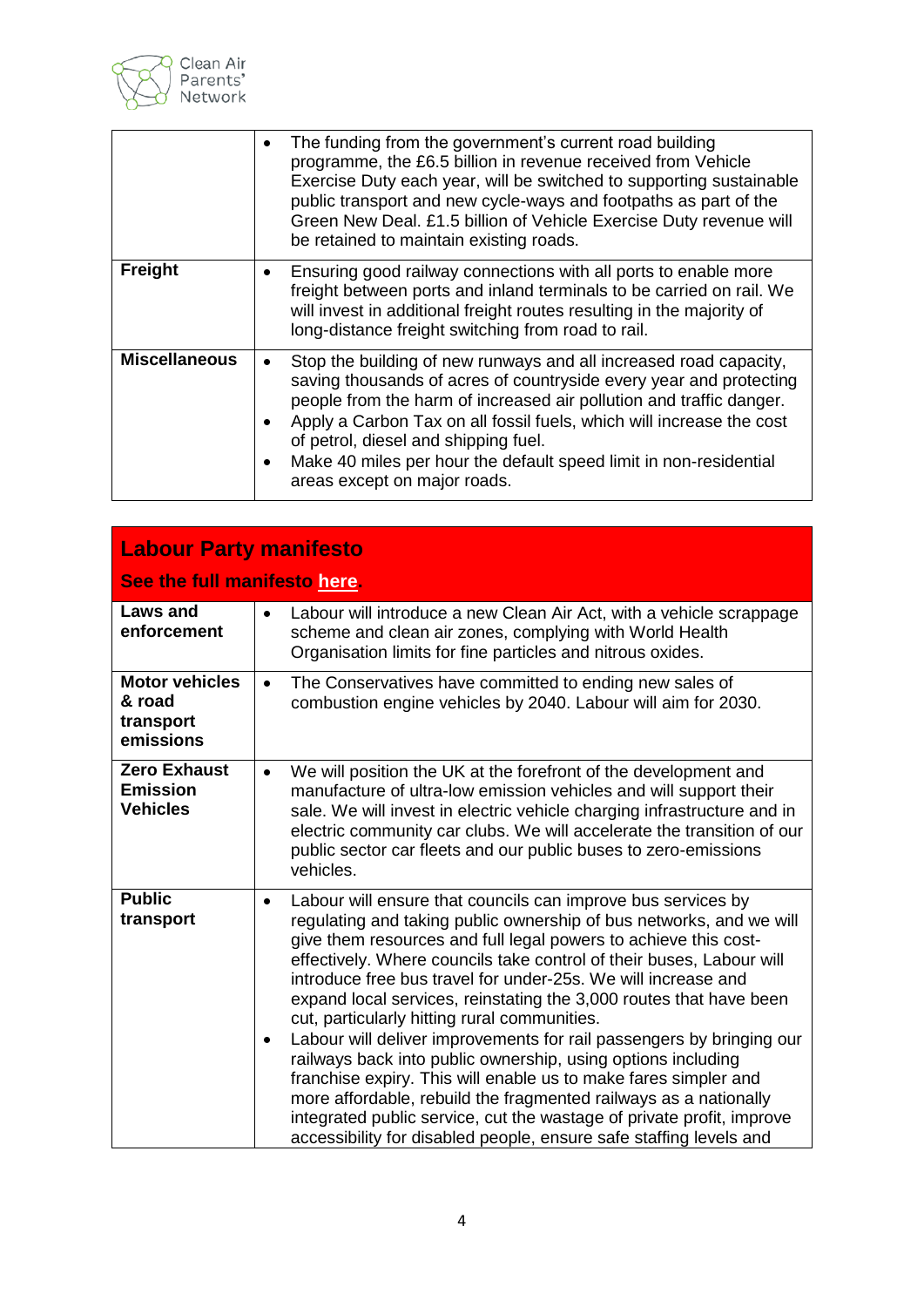| | |
|---|---|
| | • The funding from the government's current road building programme, the £6.5 billion in revenue received from Vehicle Exercise Duty each year, will be switched to supporting sustainable public transport and new cycle-ways and footpaths as part of the Green New Deal. £1.5 billion of Vehicle Exercise Duty revenue will be retained to maintain existing roads. |
| **Freight** | • Ensuring good railway connections with all ports to enable more freight between ports and inland terminals to be carried on rail. We will invest in additional freight routes resulting in the majority of long-distance freight switching from road to rail. |
| **Miscellaneous** | • Stop the building of new runways and all increased road capacity, saving thousands of acres of countryside every year and protecting people from the harm of increased air pollution and traffic danger.<br>• Apply a Carbon Tax on all fossil fuels, which will increase the cost of petrol, diesel and shipping fuel.<br>• Make 40 miles per hour the default speed limit in non-residential areas except on major roads. |

## Labour Party manifesto

**See the full manifesto here.**

| | |
|---|---|
| **Laws and enforcement** | • Labour will introduce a new Clean Air Act, with a vehicle scrappage scheme and clean air zones, complying with World Health Organisation limits for fine particles and nitrous oxides. |
| **Motor vehicles & road transport emissions** | • The Conservatives have committed to ending new sales of combustion engine vehicles by 2040. Labour will aim for 2030. |
| **Zero Exhaust Emission Vehicles** | • We will position the UK at the forefront of the development and manufacture of ultra-low emission vehicles and will support their sale. We will invest in electric vehicle charging infrastructure and in electric community car clubs. We will accelerate the transition of our public sector car fleets and our public buses to zero-emissions vehicles. |
| **Public transport** | • Labour will ensure that councils can improve bus services by regulating and taking public ownership of bus networks, and we will give them resources and full legal powers to achieve this cost-effectively. Where councils take control of their buses, Labour will introduce free bus travel for under-25s. We will increase and expand local services, reinstating the 3,000 routes that have been cut, particularly hitting rural communities.<br>• Labour will deliver improvements for rail passengers by bringing our railways back into public ownership, using options including franchise expiry. This will enable us to make fares simpler and more affordable, rebuild the fragmented railways as a nationally integrated public service, cut the wastage of private profit, improve accessibility for disabled people, ensure safe staffing levels and |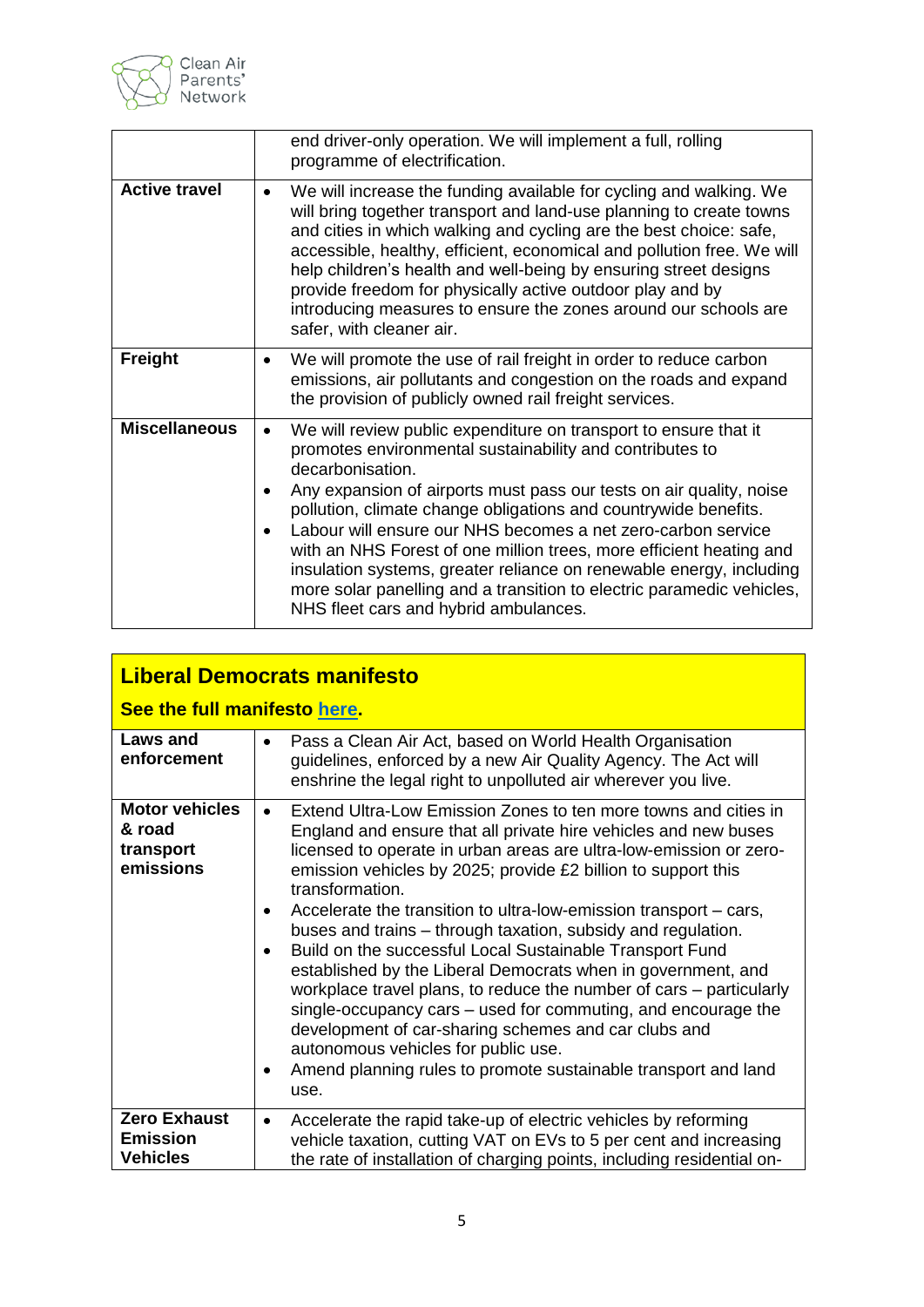| | |
|---|---|
| | end driver-only operation. We will implement a full, rolling programme of electrification. |
| **Active travel** | • We will increase the funding available for cycling and walking. We will bring together transport and land-use planning to create towns and cities in which walking and cycling are the best choice: safe, accessible, healthy, efficient, economical and pollution free. We will help children's health and well-being by ensuring street designs provide freedom for physically active outdoor play and by introducing measures to ensure the zones around our schools are safer, with cleaner air. |
| **Freight** | • We will promote the use of rail freight in order to reduce carbon emissions, air pollutants and congestion on the roads and expand the provision of publicly owned rail freight services. |
| **Miscellaneous** | • We will review public expenditure on transport to ensure that it promotes environmental sustainability and contributes to decarbonisation. <br> • Any expansion of airports must pass our tests on air quality, noise pollution, climate change obligations and countrywide benefits. <br> • Labour will ensure our NHS becomes a net zero-carbon service with an NHS Forest of one million trees, more efficient heating and insulation systems, greater reliance on renewable energy, including more solar panelling and a transition to electric paramedic vehicles, NHS fleet cars and hybrid ambulances. |

## Liberal Democrats manifesto

**See the full manifesto here.**

| | |
|---|---|
| **Laws and enforcement** | • Pass a Clean Air Act, based on World Health Organisation guidelines, enforced by a new Air Quality Agency. The Act will enshrine the legal right to unpolluted air wherever you live. |
| **Motor vehicles & road transport emissions** | • Extend Ultra-Low Emission Zones to ten more towns and cities in England and ensure that all private hire vehicles and new buses licensed to operate in urban areas are ultra-low-emission or zero-emission vehicles by 2025; provide £2 billion to support this transformation. <br> • Accelerate the transition to ultra-low-emission transport – cars, buses and trains – through taxation, subsidy and regulation. <br> • Build on the successful Local Sustainable Transport Fund established by the Liberal Democrats when in government, and workplace travel plans, to reduce the number of cars – particularly single-occupancy cars – used for commuting, and encourage the development of car-sharing schemes and car clubs and autonomous vehicles for public use. <br> • Amend planning rules to promote sustainable transport and land use. |
| **Zero Exhaust Emission Vehicles** | • Accelerate the rapid take-up of electric vehicles by reforming vehicle taxation, cutting VAT on EVs to 5 per cent and increasing the rate of installation of charging points, including residential on- |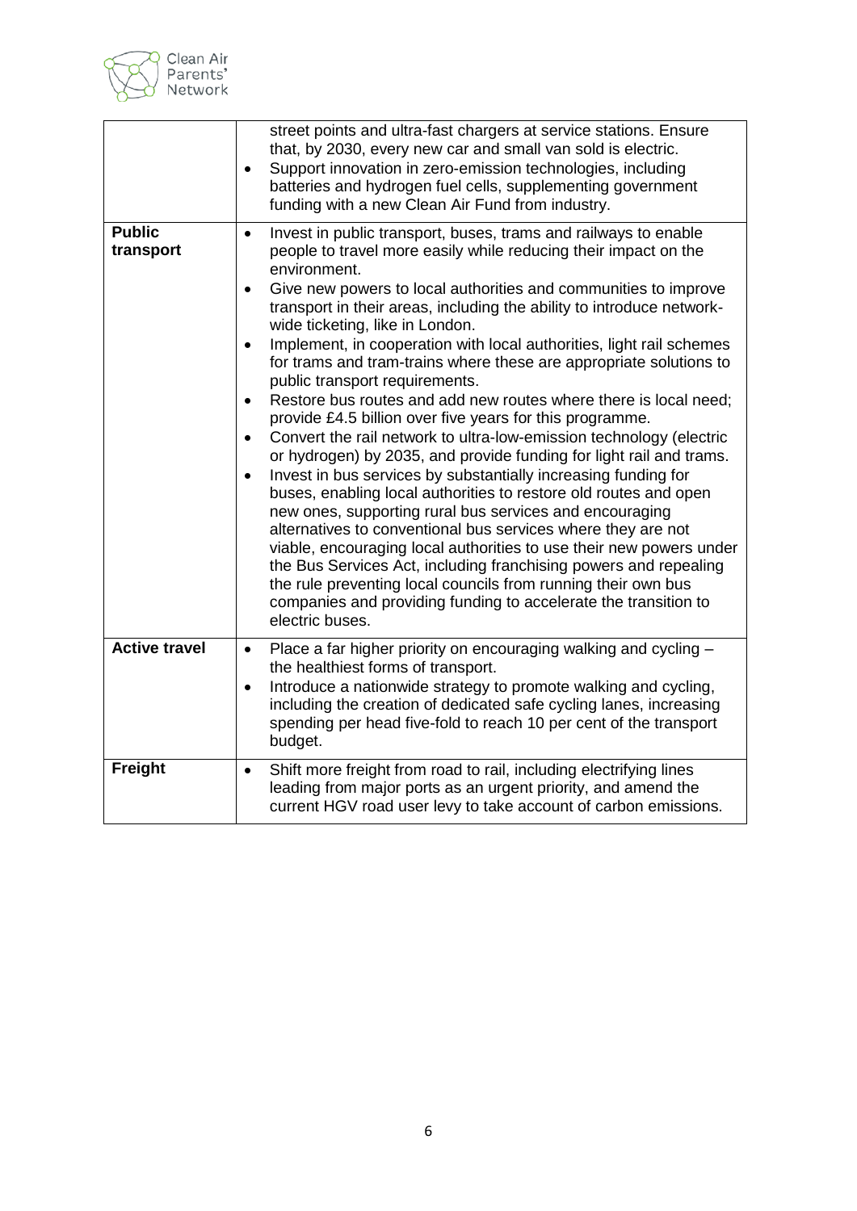| | |
|---|---|
| | street points and ultra-fast chargers at service stations. Ensure that, by 2030, every new car and small van sold is electric.<br>• Support innovation in zero-emission technologies, including batteries and hydrogen fuel cells, supplementing government funding with a new Clean Air Fund from industry. |
| **Public transport** | • Invest in public transport, buses, trams and railways to enable people to travel more easily while reducing their impact on the environment.<br>• Give new powers to local authorities and communities to improve transport in their areas, including the ability to introduce network-wide ticketing, like in London.<br>• Implement, in cooperation with local authorities, light rail schemes for trams and tram-trains where these are appropriate solutions to public transport requirements.<br>• Restore bus routes and add new routes where there is local need; provide £4.5 billion over five years for this programme.<br>• Convert the rail network to ultra-low-emission technology (electric or hydrogen) by 2035, and provide funding for light rail and trams.<br>• Invest in bus services by substantially increasing funding for buses, enabling local authorities to restore old routes and open new ones, supporting rural bus services and encouraging alternatives to conventional bus services where they are not viable, encouraging local authorities to use their new powers under the Bus Services Act, including franchising powers and repealing the rule preventing local councils from running their own bus companies and providing funding to accelerate the transition to electric buses. |
| **Active travel** | • Place a far higher priority on encouraging walking and cycling – the healthiest forms of transport.<br>• Introduce a nationwide strategy to promote walking and cycling, including the creation of dedicated safe cycling lanes, increasing spending per head five-fold to reach 10 per cent of the transport budget. |
| **Freight** | • Shift more freight from road to rail, including electrifying lines leading from major ports as an urgent priority, and amend the current HGV road user levy to take account of carbon emissions. |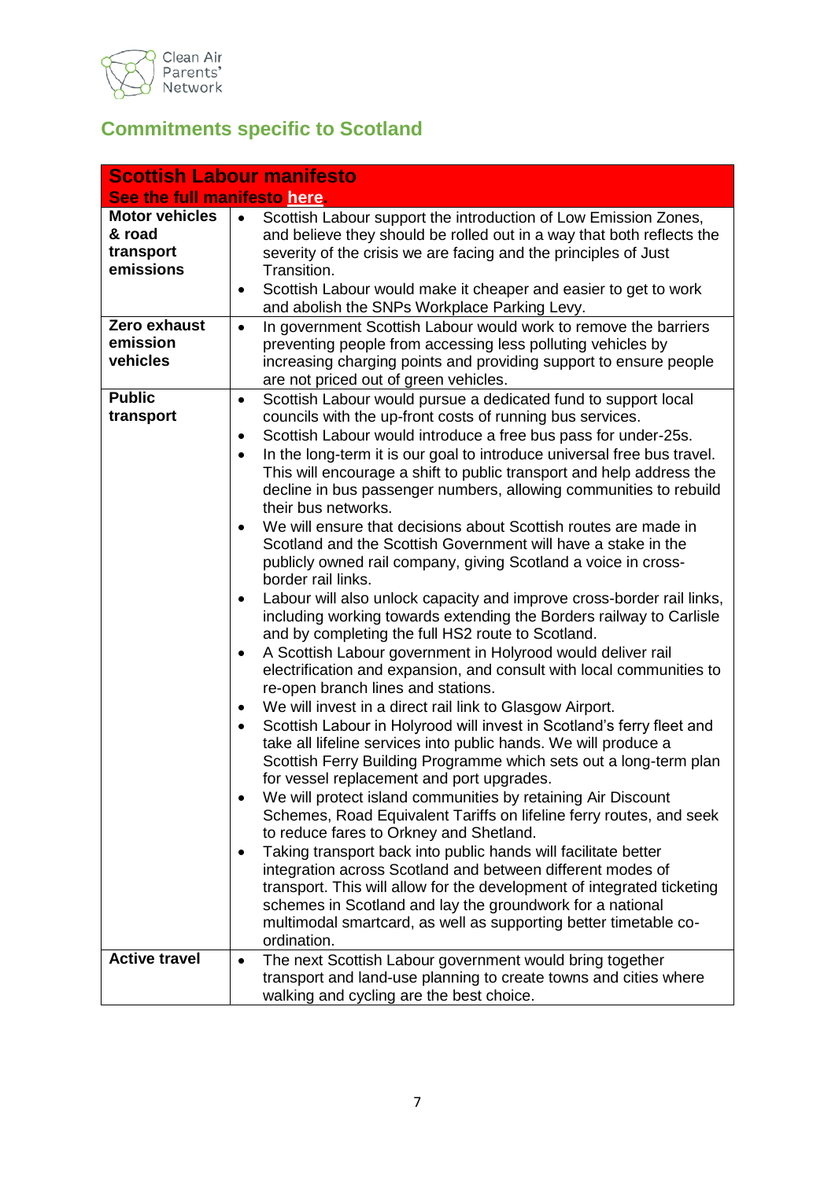## Commitments specific to Scotland

| Scottish Labour manifesto<br>See the full manifesto here. | |
|---|---|
| **Motor vehicles & road transport emissions** | • Scottish Labour support the introduction of Low Emission Zones, and believe they should be rolled out in a way that both reflects the severity of the crisis we are facing and the principles of Just Transition.<br>• Scottish Labour would make it cheaper and easier to get to work and abolish the SNPs Workplace Parking Levy. |
| **Zero exhaust emission vehicles** | • In government Scottish Labour would work to remove the barriers preventing people from accessing less polluting vehicles by increasing charging points and providing support to ensure people are not priced out of green vehicles. |
| **Public transport** | • Scottish Labour would pursue a dedicated fund to support local councils with the up-front costs of running bus services.<br>• Scottish Labour would introduce a free bus pass for under-25s.<br>• In the long-term it is our goal to introduce universal free bus travel. This will encourage a shift to public transport and help address the decline in bus passenger numbers, allowing communities to rebuild their bus networks.<br>• We will ensure that decisions about Scottish routes are made in Scotland and the Scottish Government will have a stake in the publicly owned rail company, giving Scotland a voice in cross-border rail links.<br>• Labour will also unlock capacity and improve cross-border rail links, including working towards extending the Borders railway to Carlisle and by completing the full HS2 route to Scotland.<br>• A Scottish Labour government in Holyrood would deliver rail electrification and expansion, and consult with local communities to re-open branch lines and stations.<br>• We will invest in a direct rail link to Glasgow Airport.<br>• Scottish Labour in Holyrood will invest in Scotland's ferry fleet and take all lifeline services into public hands. We will produce a Scottish Ferry Building Programme which sets out a long-term plan for vessel replacement and port upgrades.<br>• We will protect island communities by retaining Air Discount Schemes, Road Equivalent Tariffs on lifeline ferry routes, and seek to reduce fares to Orkney and Shetland.<br>• Taking transport back into public hands will facilitate better integration across Scotland and between different modes of transport. This will allow for the development of integrated ticketing schemes in Scotland and lay the groundwork for a national multimodal smartcard, as well as supporting better timetable co-ordination. |
| **Active travel** | • The next Scottish Labour government would bring together transport and land-use planning to create towns and cities where walking and cycling are the best choice. |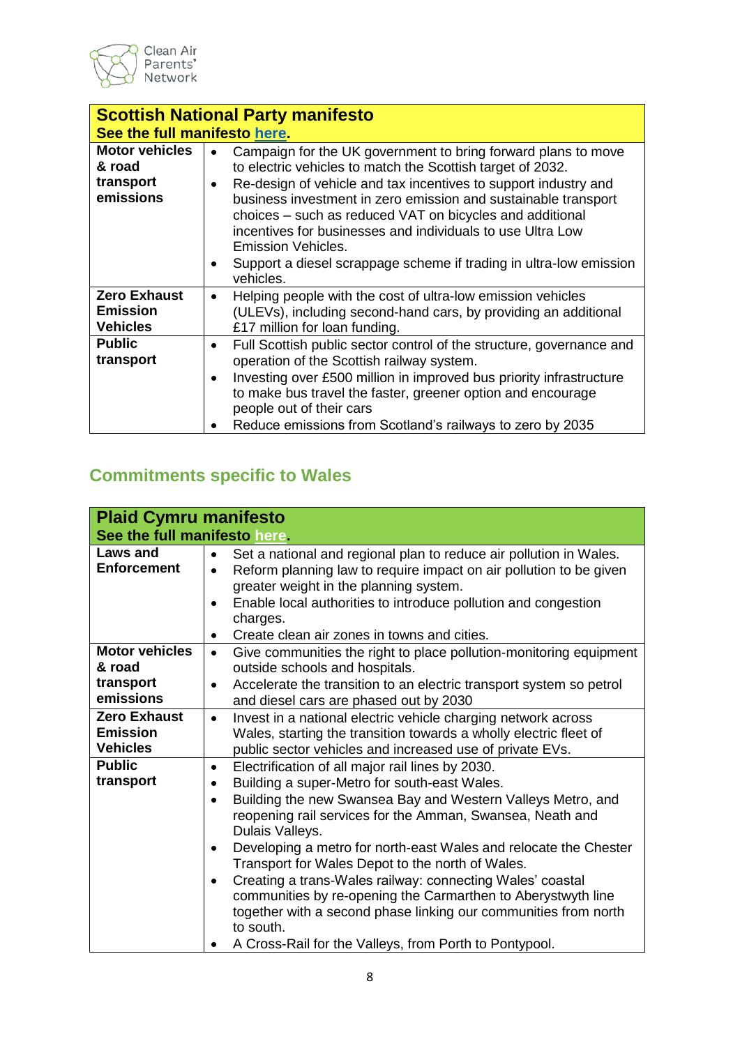| **Scottish National Party manifesto**<br>**See the full manifesto here.** | |
|---|---|
| **Motor vehicles & road transport emissions** | • Campaign for the UK government to bring forward plans to move to electric vehicles to match the Scottish target of 2032.<br>• Re-design of vehicle and tax incentives to support industry and business investment in zero emission and sustainable transport choices – such as reduced VAT on bicycles and additional incentives for businesses and individuals to use Ultra Low Emission Vehicles.<br>• Support a diesel scrappage scheme if trading in ultra-low emission vehicles. |
| **Zero Exhaust Emission Vehicles** | • Helping people with the cost of ultra-low emission vehicles (ULEVs), including second-hand cars, by providing an additional £17 million for loan funding. |
| **Public transport** | • Full Scottish public sector control of the structure, governance and operation of the Scottish railway system.<br>• Investing over £500 million in improved bus priority infrastructure to make bus travel the faster, greener option and encourage people out of their cars<br>• Reduce emissions from Scotland's railways to zero by 2035 |

## Commitments specific to Wales

| **Plaid Cymru manifesto**<br>**See the full manifesto here.** | |
|---|---|
| **Laws and Enforcement** | • Set a national and regional plan to reduce air pollution in Wales.<br>• Reform planning law to require impact on air pollution to be given greater weight in the planning system.<br>• Enable local authorities to introduce pollution and congestion charges.<br>• Create clean air zones in towns and cities. |
| **Motor vehicles & road transport emissions** | • Give communities the right to place pollution-monitoring equipment outside schools and hospitals.<br>• Accelerate the transition to an electric transport system so petrol and diesel cars are phased out by 2030 |
| **Zero Exhaust Emission Vehicles** | • Invest in a national electric vehicle charging network across Wales, starting the transition towards a wholly electric fleet of public sector vehicles and increased use of private EVs. |
| **Public transport** | • Electrification of all major rail lines by 2030.<br>• Building a super-Metro for south-east Wales.<br>• Building the new Swansea Bay and Western Valleys Metro, and reopening rail services for the Amman, Swansea, Neath and Dulais Valleys.<br>• Developing a metro for north-east Wales and relocate the Chester Transport for Wales Depot to the north of Wales.<br>• Creating a trans-Wales railway: connecting Wales' coastal communities by re-opening the Carmarthen to Aberystwyth line together with a second phase linking our communities from north to south.<br>• A Cross-Rail for the Valleys, from Porth to Pontypool. |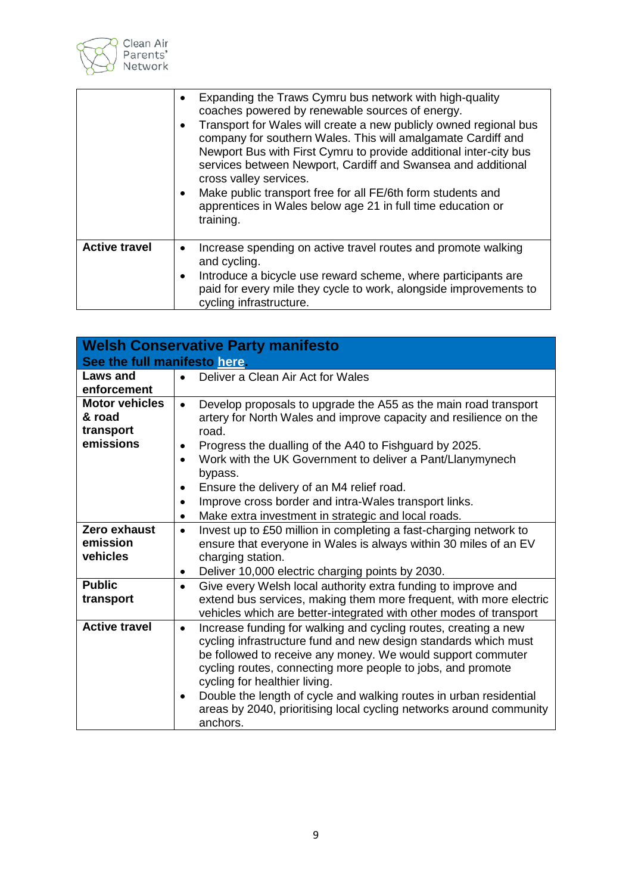| | |
|---|---|
| | • Expanding the Traws Cymru bus network with high-quality coaches powered by renewable sources of energy.<br>• Transport for Wales will create a new publicly owned regional bus company for southern Wales. This will amalgamate Cardiff and Newport Bus with First Cymru to provide additional inter-city bus services between Newport, Cardiff and Swansea and additional cross valley services.<br>• Make public transport free for all FE/6th form students and apprentices in Wales below age 21 in full time education or training. |
| **Active travel** | • Increase spending on active travel routes and promote walking and cycling.<br>• Introduce a bicycle use reward scheme, where participants are paid for every mile they cycle to work, alongside improvements to cycling infrastructure. |

| **Welsh Conservative Party manifesto**<br>**See the full manifesto here.** | |
|---|---|
| **Laws and enforcement** | • Deliver a Clean Air Act for Wales |
| **Motor vehicles & road transport emissions** | • Develop proposals to upgrade the A55 as the main road transport artery for North Wales and improve capacity and resilience on the road.<br>• Progress the dualling of the A40 to Fishguard by 2025.<br>• Work with the UK Government to deliver a Pant/Llanymynech bypass.<br>• Ensure the delivery of an M4 relief road.<br>• Improve cross border and intra-Wales transport links.<br>• Make extra investment in strategic and local roads. |
| **Zero exhaust emission vehicles** | • Invest up to £50 million in completing a fast-charging network to ensure that everyone in Wales is always within 30 miles of an EV charging station.<br>• Deliver 10,000 electric charging points by 2030. |
| **Public transport** | • Give every Welsh local authority extra funding to improve and extend bus services, making them more frequent, with more electric vehicles which are better-integrated with other modes of transport |
| **Active travel** | • Increase funding for walking and cycling routes, creating a new cycling infrastructure fund and new design standards which must be followed to receive any money. We would support commuter cycling routes, connecting more people to jobs, and promote cycling for healthier living.<br>• Double the length of cycle and walking routes in urban residential areas by 2040, prioritising local cycling networks around community anchors. |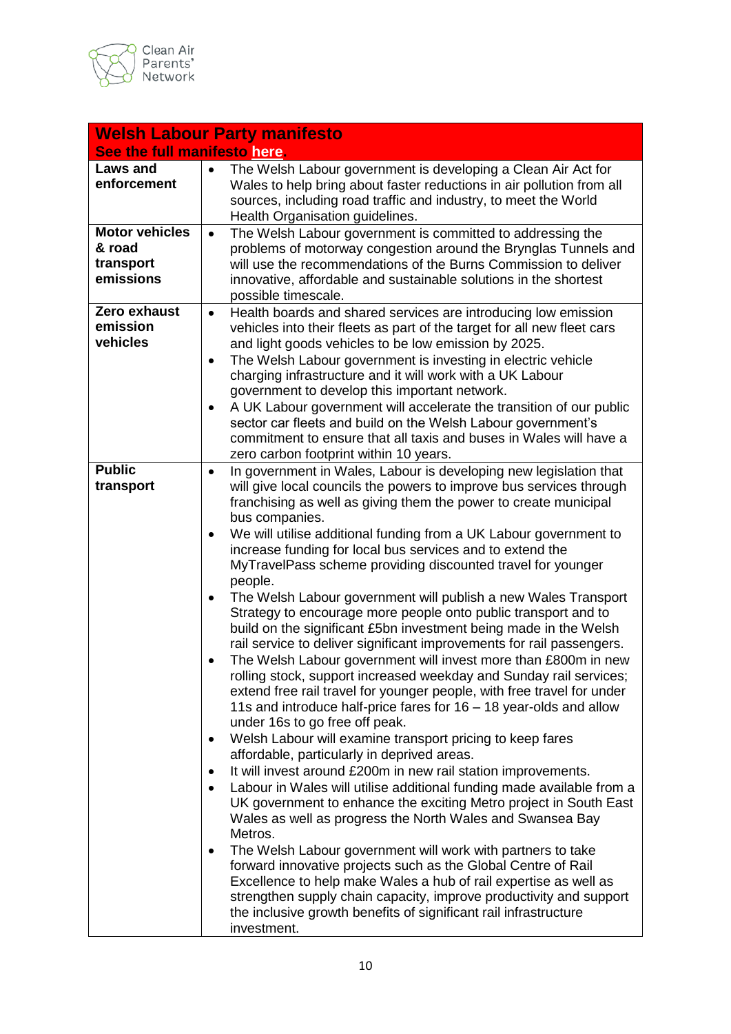| **Welsh Labour Party manifesto**<br>**See the full manifesto here.** | |
|---|---|
| **Laws and enforcement** | • The Welsh Labour government is developing a Clean Air Act for Wales to help bring about faster reductions in air pollution from all sources, including road traffic and industry, to meet the World Health Organisation guidelines. |
| **Motor vehicles & road transport emissions** | • The Welsh Labour government is committed to addressing the problems of motorway congestion around the Brynglas Tunnels and will use the recommendations of the Burns Commission to deliver innovative, affordable and sustainable solutions in the shortest possible timescale. |
| **Zero exhaust emission vehicles** | • Health boards and shared services are introducing low emission vehicles into their fleets as part of the target for all new fleet cars and light goods vehicles to be low emission by 2025.<br>• The Welsh Labour government is investing in electric vehicle charging infrastructure and it will work with a UK Labour government to develop this important network.<br>• A UK Labour government will accelerate the transition of our public sector car fleets and build on the Welsh Labour government's commitment to ensure that all taxis and buses in Wales will have a zero carbon footprint within 10 years. |
| **Public transport** | • In government in Wales, Labour is developing new legislation that will give local councils the powers to improve bus services through franchising as well as giving them the power to create municipal bus companies.<br>• We will utilise additional funding from a UK Labour government to increase funding for local bus services and to extend the MyTravelPass scheme providing discounted travel for younger people.<br>• The Welsh Labour government will publish a new Wales Transport Strategy to encourage more people onto public transport and to build on the significant £5bn investment being made in the Welsh rail service to deliver significant improvements for rail passengers.<br>• The Welsh Labour government will invest more than £800m in new rolling stock, support increased weekday and Sunday rail services; extend free rail travel for younger people, with free travel for under 11s and introduce half-price fares for 16 – 18 year-olds and allow under 16s to go free off peak.<br>• Welsh Labour will examine transport pricing to keep fares affordable, particularly in deprived areas.<br>• It will invest around £200m in new rail station improvements.<br>• Labour in Wales will utilise additional funding made available from a UK government to enhance the exciting Metro project in South East Wales as well as progress the North Wales and Swansea Bay Metros.<br>• The Welsh Labour government will work with partners to take forward innovative projects such as the Global Centre of Rail Excellence to help make Wales a hub of rail expertise as well as strengthen supply chain capacity, improve productivity and support the inclusive growth benefits of significant rail infrastructure investment. |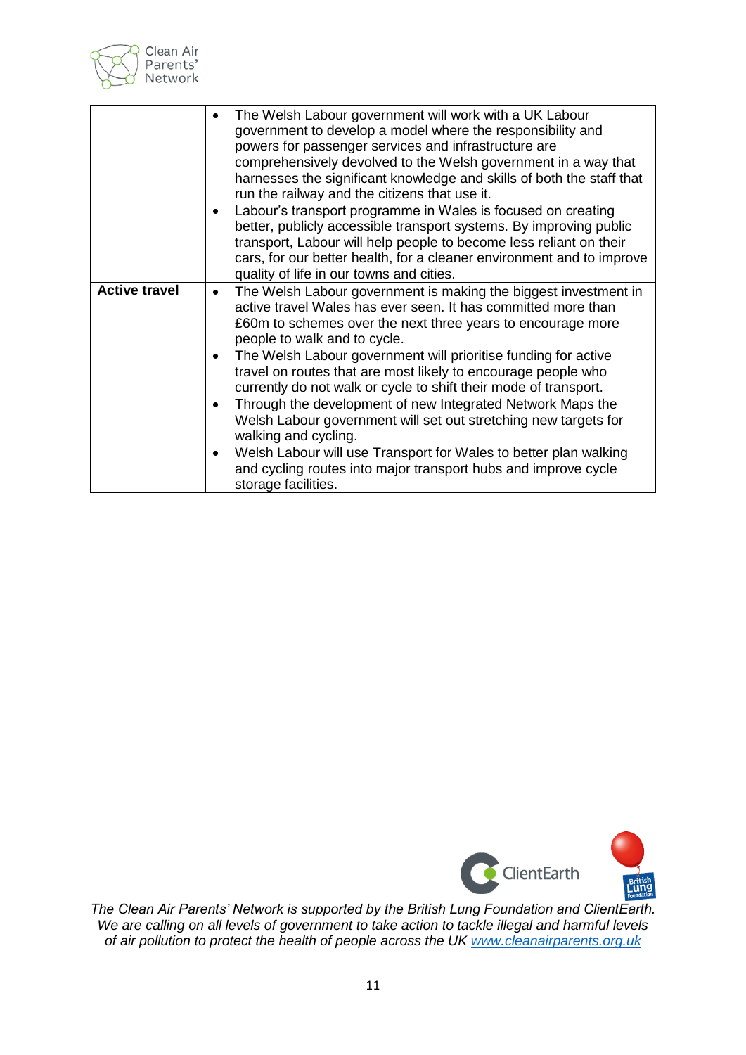| | |
|---|---|
| | • The Welsh Labour government will work with a UK Labour government to develop a model where the responsibility and powers for passenger services and infrastructure are comprehensively devolved to the Welsh government in a way that harnesses the significant knowledge and skills of both the staff that run the railway and the citizens that use it.<br>• Labour's transport programme in Wales is focused on creating better, publicly accessible transport systems. By improving public transport, Labour will help people to become less reliant on their cars, for our better health, for a cleaner environment and to improve quality of life in our towns and cities. |
| **Active travel** | • The Welsh Labour government is making the biggest investment in active travel Wales has ever seen. It has committed more than £60m to schemes over the next three years to encourage more people to walk and to cycle.<br>• The Welsh Labour government will prioritise funding for active travel on routes that are most likely to encourage people who currently do not walk or cycle to shift their mode of transport.<br>• Through the development of new Integrated Network Maps the Welsh Labour government will set out stretching new targets for walking and cycling.<br>• Welsh Labour will use Transport for Wales to better plan walking and cycling routes into major transport hubs and improve cycle storage facilities. |

*The Clean Air Parents' Network is supported by the British Lung Foundation and ClientEarth. We are calling on all levels of government to take action to tackle illegal and harmful levels of air pollution to protect the health of people across the UK [www.cleanairparents.org.uk](http://www.cleanairparents.org.uk)*